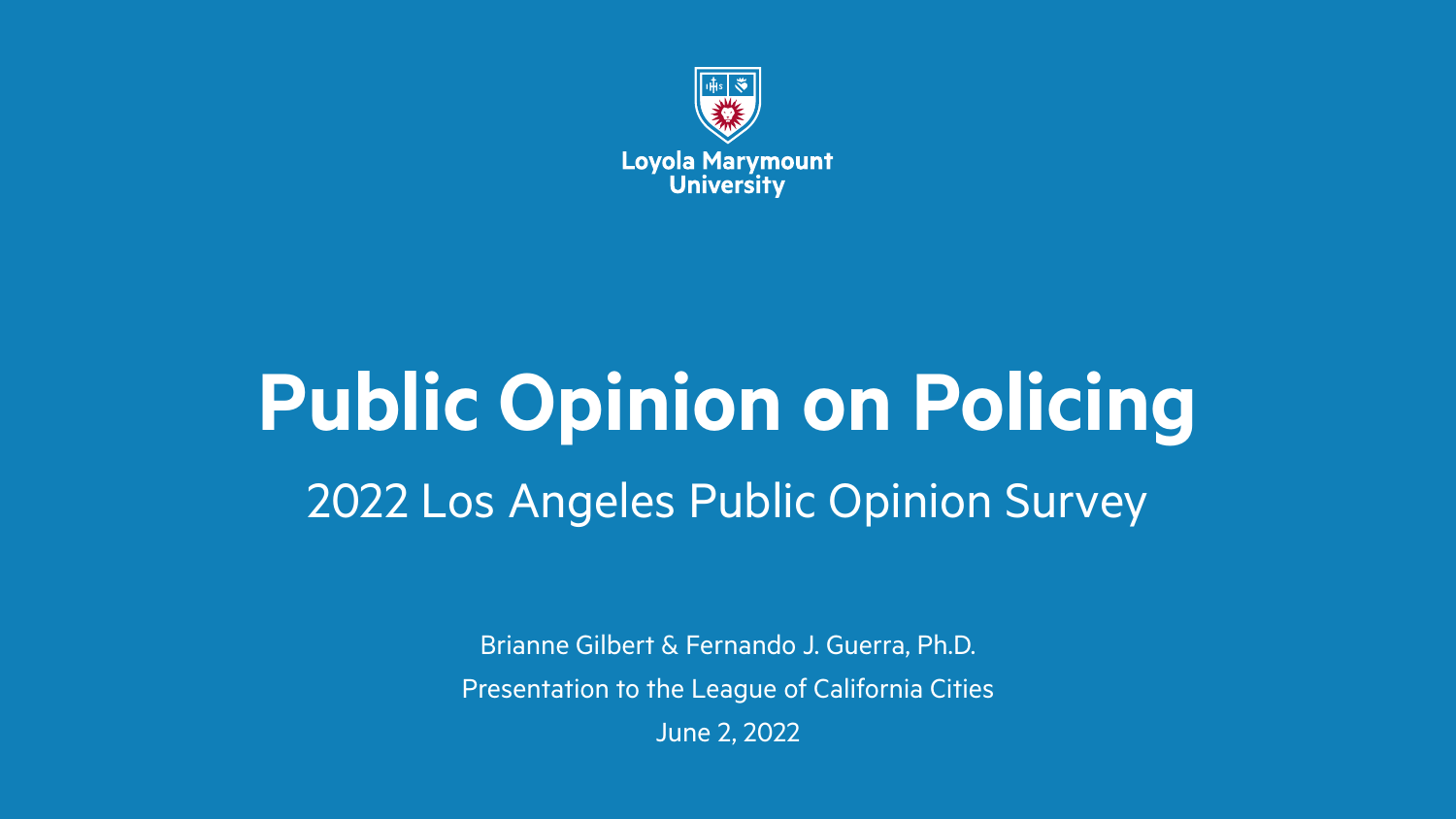Loyola Marymount University

# Public Opinion on Policing

## 2022 Los Angeles Public Opinion Survey

Brianne Gilbert & Fernando J. Guerra, Ph.D.

Presentation to the League of California Cities

June 2, 2022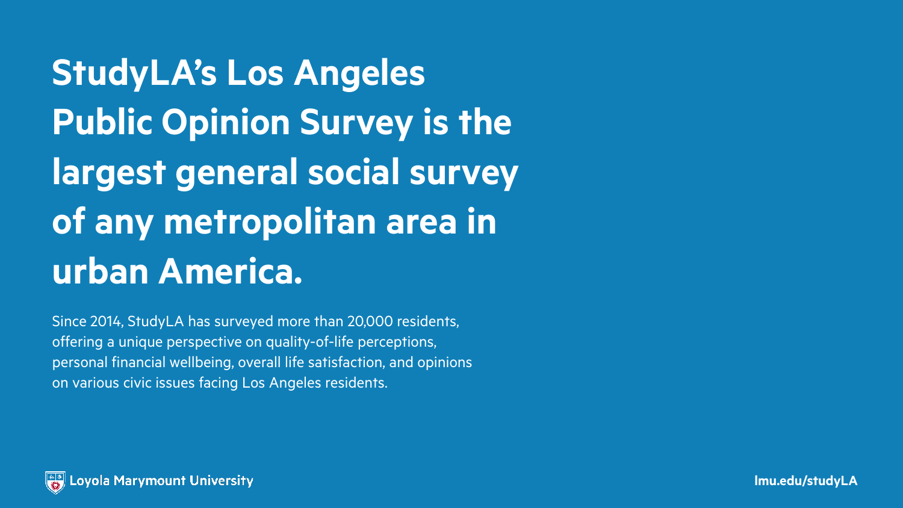# StudyLA's Los Angeles Public Opinion Survey is the largest general social survey of any metropolitan area in urban America.

Since 2014, StudyLA has surveyed more than 20,000 residents, offering a unique perspective on quality-of-life perceptions, personal financial wellbeing, overall life satisfaction, and opinions on various civic issues facing Los Angeles residents.

Loyola Marymount University

lmu.edu/studyLA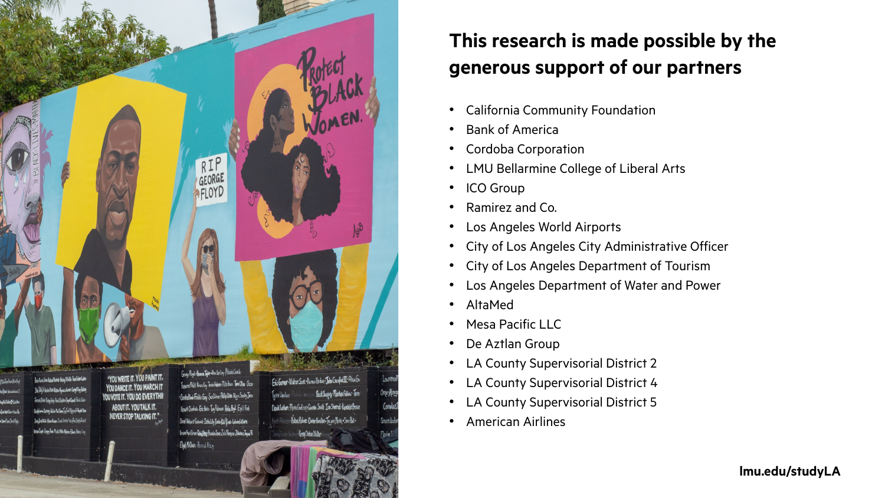## This research is made possible by the generous support of our partners

- California Community Foundation
- Bank of America
- Cordoba Corporation
- LMU Bellarmine College of Liberal Arts
- ICO Group
- Ramirez and Co.
- Los Angeles World Airports
- City of Los Angeles City Administrative Officer
- City of Los Angeles Department of Tourism
- Los Angeles Department of Water and Power
- AltaMed
- Mesa Pacific LLC
- De Aztlan Group
- LA County Supervisorial District 2
- LA County Supervisorial District 4
- LA County Supervisorial District 5
- American Airlines

**lmu.edu/studyLA**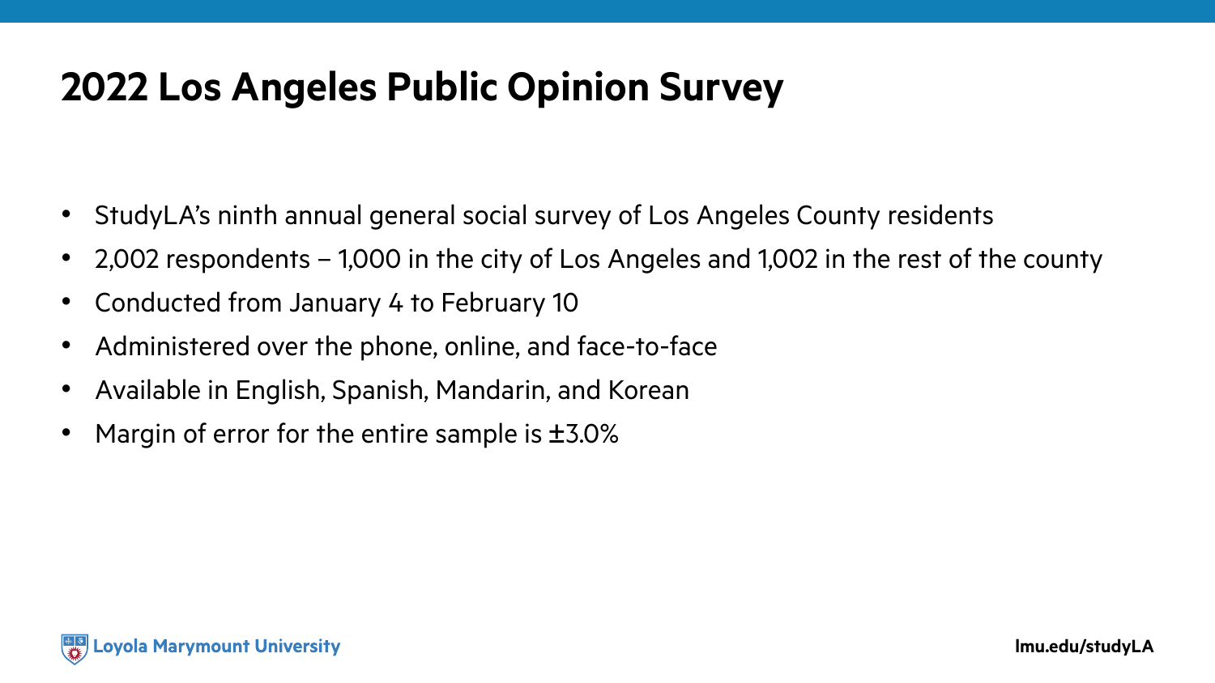# 2022 Los Angeles Public Opinion Survey

- StudyLA's ninth annual general social survey of Los Angeles County residents
- 2,002 respondents – 1,000 in the city of Los Angeles and 1,002 in the rest of the county
- Conducted from January 4 to February 10
- Administered over the phone, online, and face-to-face
- Available in English, Spanish, Mandarin, and Korean
- Margin of error for the entire sample is ±3.0%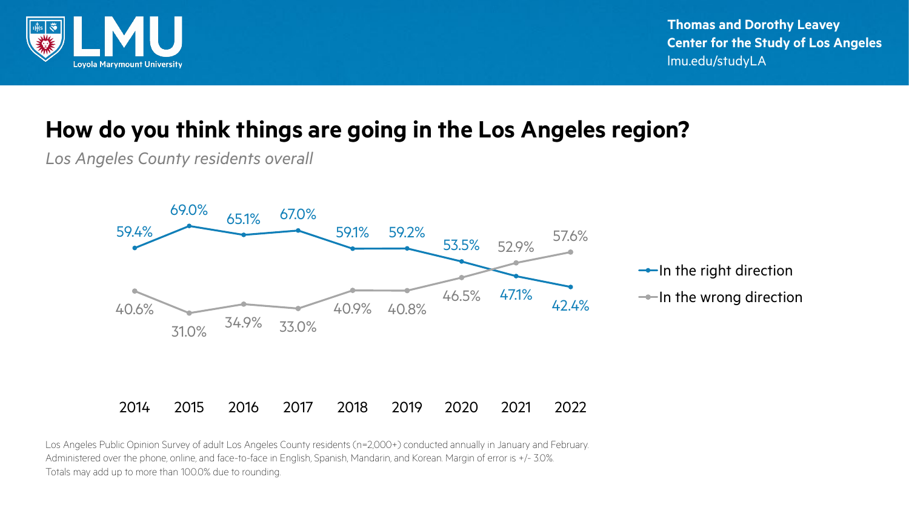# How do you think things are going in the Los Angeles region?

*Los Angeles County residents overall*

| Year | In the right direction | In the wrong direction |
|---|---|---|
| 2014 | 59.4% | 40.6% |
| 2015 | 69.0% | 31.0% |
| 2016 | 65.1% | 34.9% |
| 2017 | 67.0% | 33.0% |
| 2018 | 59.1% | 40.9% |
| 2019 | 59.2% | 40.8% |
| 2020 | 53.5% | 46.5% |
| 2021 | 47.1% | 52.9% |
| 2022 | 42.4% | 57.6% |

Los Angeles Public Opinion Survey of adult Los Angeles County residents (n=2,000+) conducted annually in January and February. Administered over the phone, online, and face-to-face in English, Spanish, Mandarin, and Korean. Margin of error is +/- 3.0%. Totals may add up to more than 100.0% due to rounding.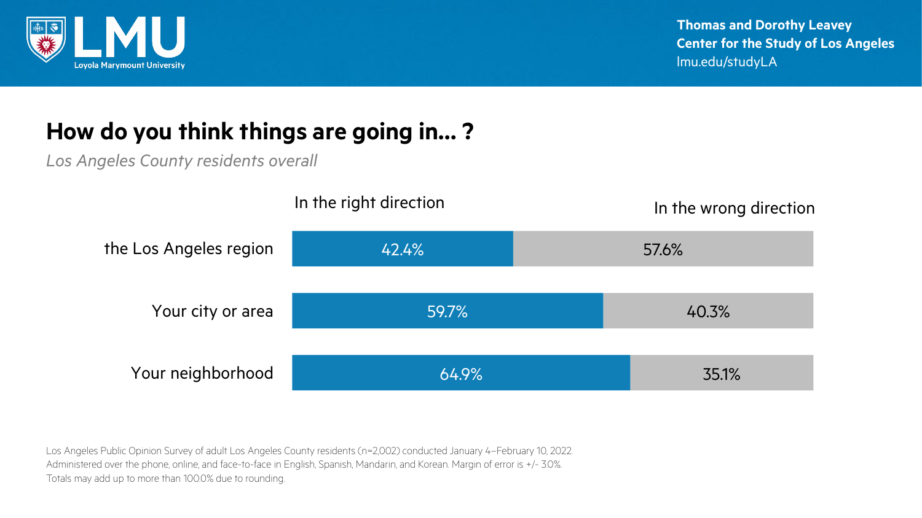## How do you think things are going in... ?

*Los Angeles County residents overall*

| | In the right direction | In the wrong direction |
|---|---|---|
| the Los Angeles region | 42.4% | 57.6% |
| Your city or area | 59.7% | 40.3% |
| Your neighborhood | 64.9% | 35.1% |

Los Angeles Public Opinion Survey of adult Los Angeles County residents (n=2,002) conducted January 4–February 10, 2022. Administered over the phone, online, and face-to-face in English, Spanish, Mandarin, and Korean. Margin of error is +/- 3.0%. Totals may add up to more than 100.0% due to rounding.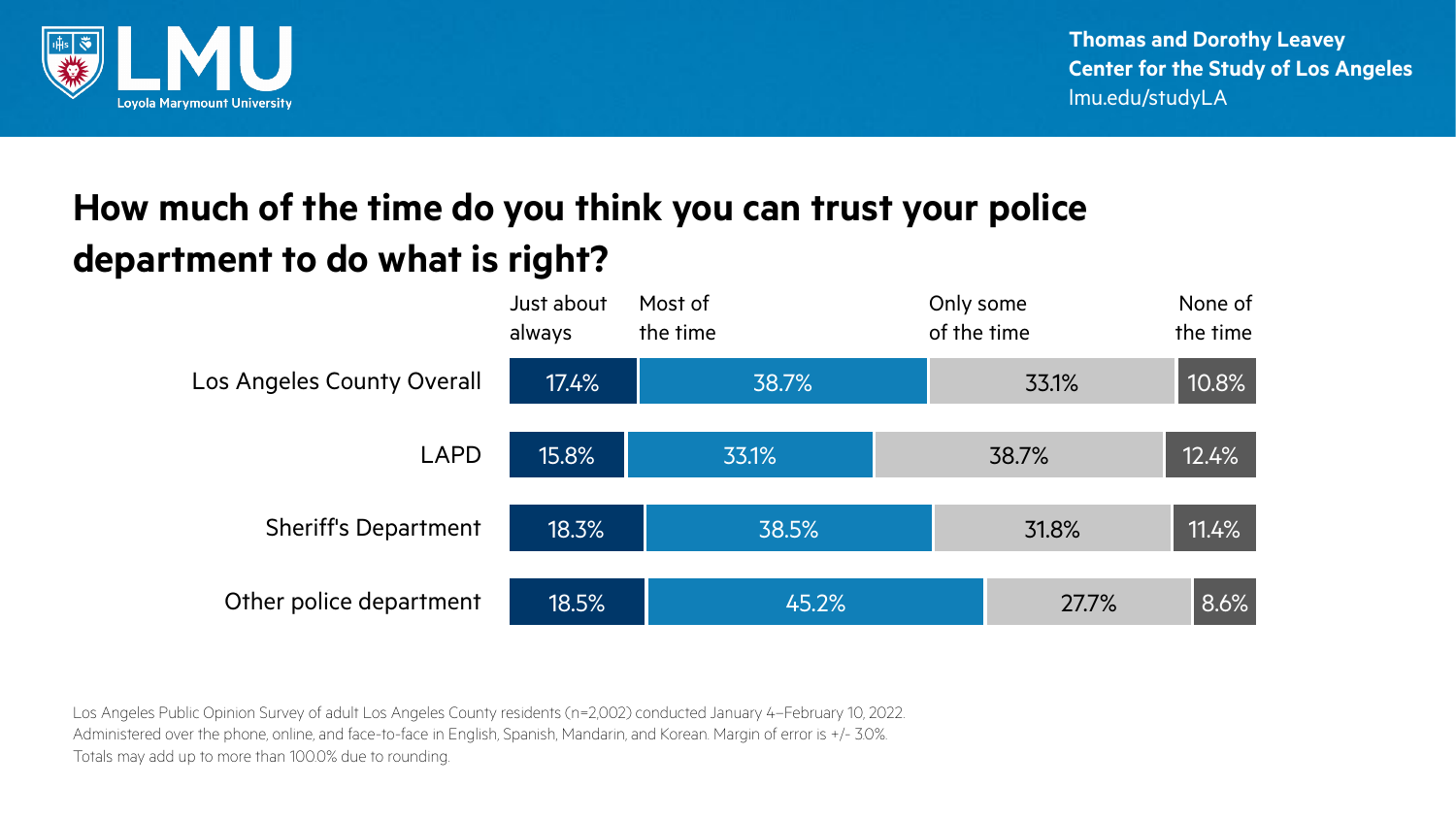## How much of the time do you think you can trust your police department to do what is right?

| | Just about always | Most of the time | Only some of the time | None of the time |
|---|---|---|---|---|
| Los Angeles County Overall | 17.4% | 38.7% | 33.1% | 10.8% |
| LAPD | 15.8% | 33.1% | 38.7% | 12.4% |
| Sheriff's Department | 18.3% | 38.5% | 31.8% | 11.4% |
| Other police department | 18.5% | 45.2% | 27.7% | 8.6% |

Los Angeles Public Opinion Survey of adult Los Angeles County residents (n=2,002) conducted January 4–February 10, 2022. Administered over the phone, online, and face-to-face in English, Spanish, Mandarin, and Korean. Margin of error is +/- 3.0%. Totals may add up to more than 100.0% due to rounding.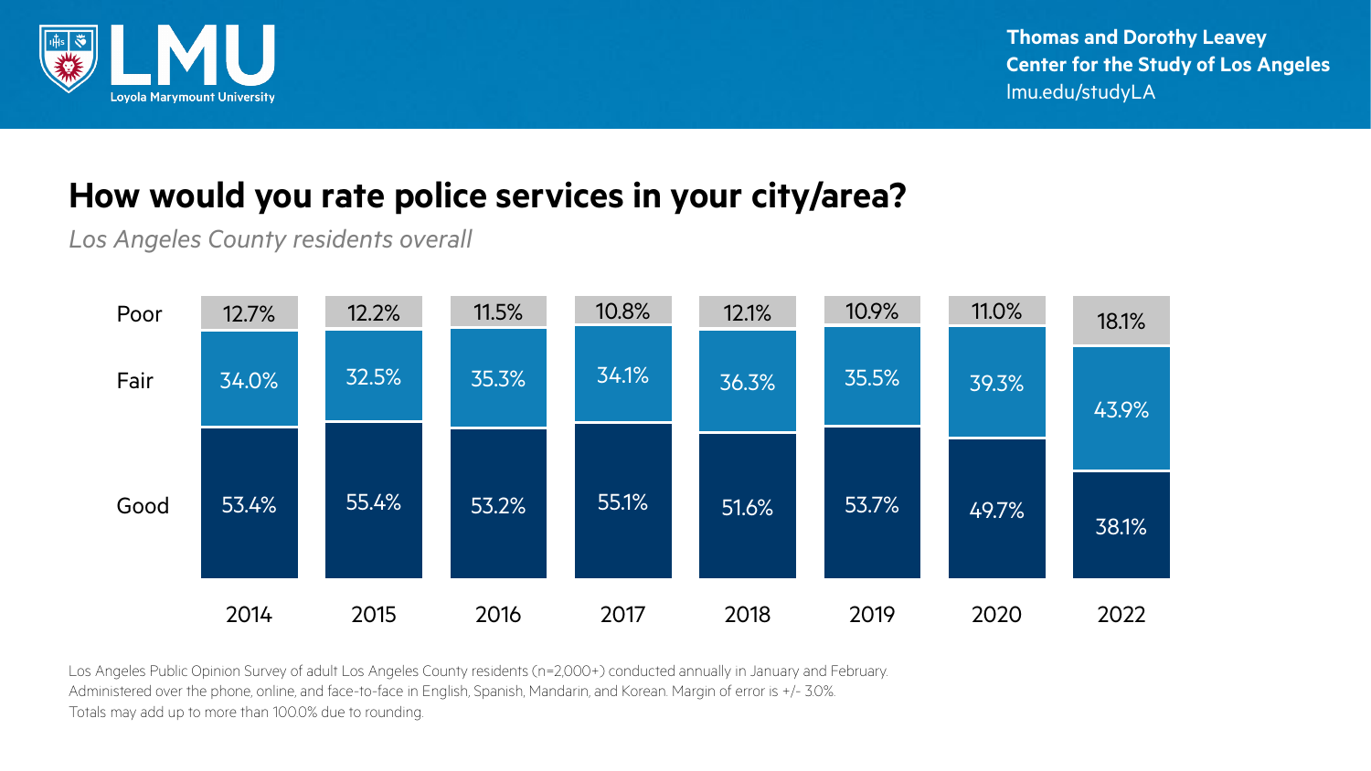Thomas and Dorothy Leavey Center for the Study of Los Angeles
lmu.edu/studyLA

# How would you rate police services in your city/area?

*Los Angeles County residents overall*

| | 2014 | 2015 | 2016 | 2017 | 2018 | 2019 | 2020 | 2022 |
|---|---|---|---|---|---|---|---|---|
| Poor | 12.7% | 12.2% | 11.5% | 10.8% | 12.1% | 10.9% | 11.0% | 18.1% |
| Fair | 34.0% | 32.5% | 35.3% | 34.1% | 36.3% | 35.5% | 39.3% | 43.9% |
| Good | 53.4% | 55.4% | 53.2% | 55.1% | 51.6% | 53.7% | 49.7% | 38.1% |

Los Angeles Public Opinion Survey of adult Los Angeles County residents (n=2,000+) conducted annually in January and February. Administered over the phone, online, and face-to-face in English, Spanish, Mandarin, and Korean. Margin of error is +/- 3.0%. Totals may add up to more than 100.0% due to rounding.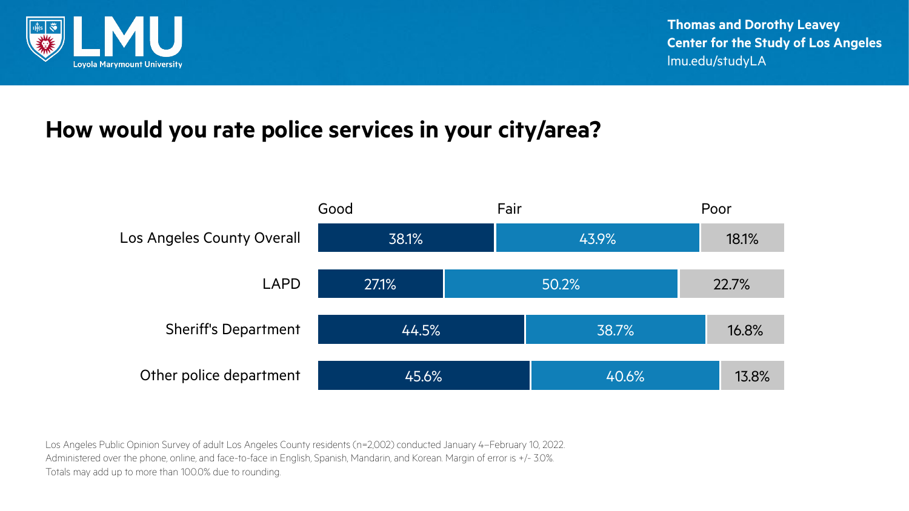## How would you rate police services in your city/area?

| | Good | Fair | Poor |
| --- | --- | --- | --- |
| Los Angeles County Overall | 38.1% | 43.9% | 18.1% |
| LAPD | 27.1% | 50.2% | 22.7% |
| Sheriff's Department | 44.5% | 38.7% | 16.8% |
| Other police department | 45.6% | 40.6% | 13.8% |

Los Angeles Public Opinion Survey of adult Los Angeles County residents (n=2,002) conducted January 4–February 10, 2022. Administered over the phone, online, and face-to-face in English, Spanish, Mandarin, and Korean. Margin of error is +/- 3.0%. Totals may add up to more than 100.0% due to rounding.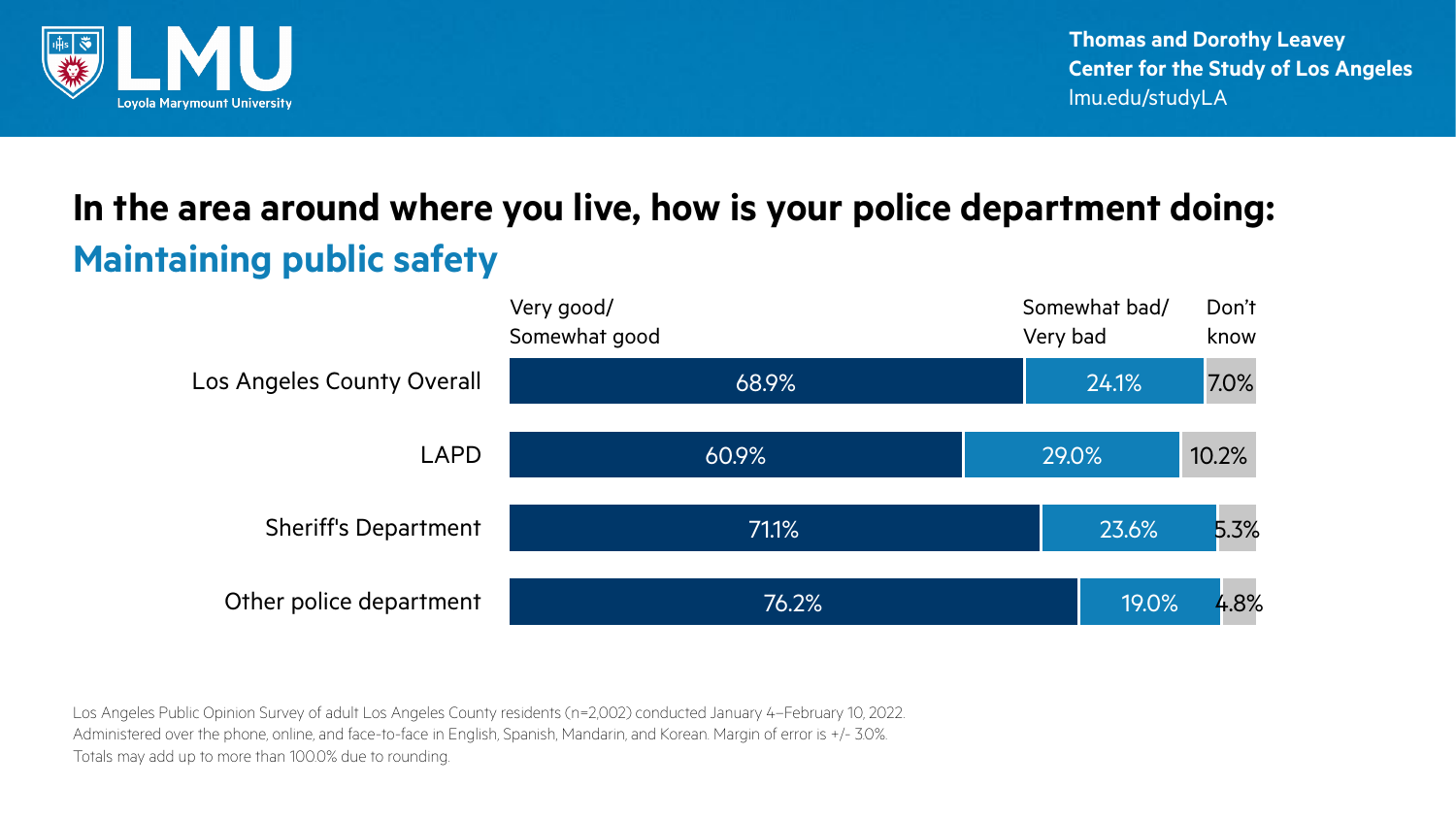# In the area around where you live, how is your police department doing:

## Maintaining public safety

| | Very good/ Somewhat good | Somewhat bad/ Very bad | Don't know |
|---|---|---|---|
| Los Angeles County Overall | 68.9% | 24.1% | 7.0% |
| LAPD | 60.9% | 29.0% | 10.2% |
| Sheriff's Department | 71.1% | 23.6% | 5.3% |
| Other police department | 76.2% | 19.0% | 4.8% |

Los Angeles Public Opinion Survey of adult Los Angeles County residents (n=2,002) conducted January 4–February 10, 2022. Administered over the phone, online, and face-to-face in English, Spanish, Mandarin, and Korean. Margin of error is +/- 3.0%. Totals may add up to more than 100.0% due to rounding.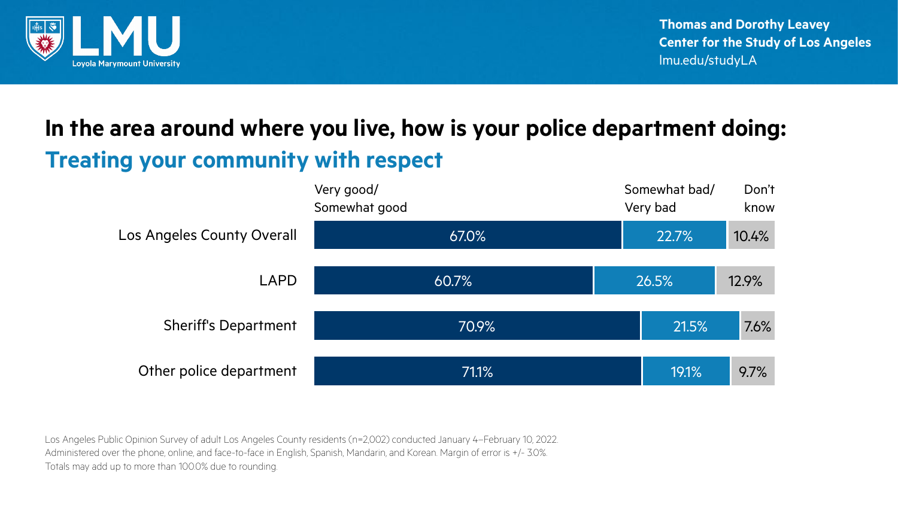# In the area around where you live, how is your police department doing:

## Treating your community with respect

| | Very good/ Somewhat good | Somewhat bad/ Very bad | Don't know |
|---|---|---|---|
| Los Angeles County Overall | 67.0% | 22.7% | 10.4% |
| LAPD | 60.7% | 26.5% | 12.9% |
| Sheriff's Department | 70.9% | 21.5% | 7.6% |
| Other police department | 71.1% | 19.1% | 9.7% |

Los Angeles Public Opinion Survey of adult Los Angeles County residents (n=2,002) conducted January 4–February 10, 2022. Administered over the phone, online, and face-to-face in English, Spanish, Mandarin, and Korean. Margin of error is +/- 3.0%. Totals may add up to more than 100.0% due to rounding.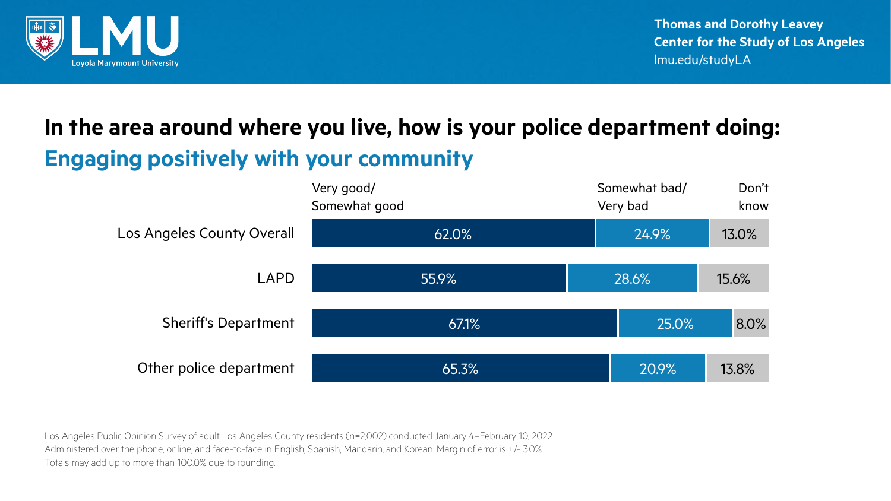# In the area around where you live, how is your police department doing:

## Engaging positively with your community

| | Very good/ Somewhat good | Somewhat bad/ Very bad | Don't know |
|---|---|---|---|
| Los Angeles County Overall | 62.0% | 24.9% | 13.0% |
| LAPD | 55.9% | 28.6% | 15.6% |
| Sheriff's Department | 67.1% | 25.0% | 8.0% |
| Other police department | 65.3% | 20.9% | 13.8% |

Los Angeles Public Opinion Survey of adult Los Angeles County residents (n=2,002) conducted January 4–February 10, 2022. Administered over the phone, online, and face-to-face in English, Spanish, Mandarin, and Korean. Margin of error is +/- 3.0%. Totals may add up to more than 100.0% due to rounding.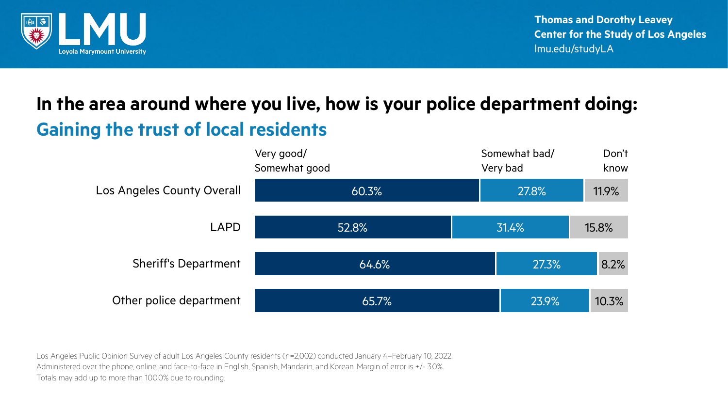# In the area around where you live, how is your police department doing:

## Gaining the trust of local residents

| | Very good/ Somewhat good | Somewhat bad/ Very bad | Don't know |
|---|---|---|---|
| Los Angeles County Overall | 60.3% | 27.8% | 11.9% |
| LAPD | 52.8% | 31.4% | 15.8% |
| Sheriff's Department | 64.6% | 27.3% | 8.2% |
| Other police department | 65.7% | 23.9% | 10.3% |

Los Angeles Public Opinion Survey of adult Los Angeles County residents (n=2,002) conducted January 4–February 10, 2022. Administered over the phone, online, and face-to-face in English, Spanish, Mandarin, and Korean. Margin of error is +/- 3.0%. Totals may add up to more than 100.0% due to rounding.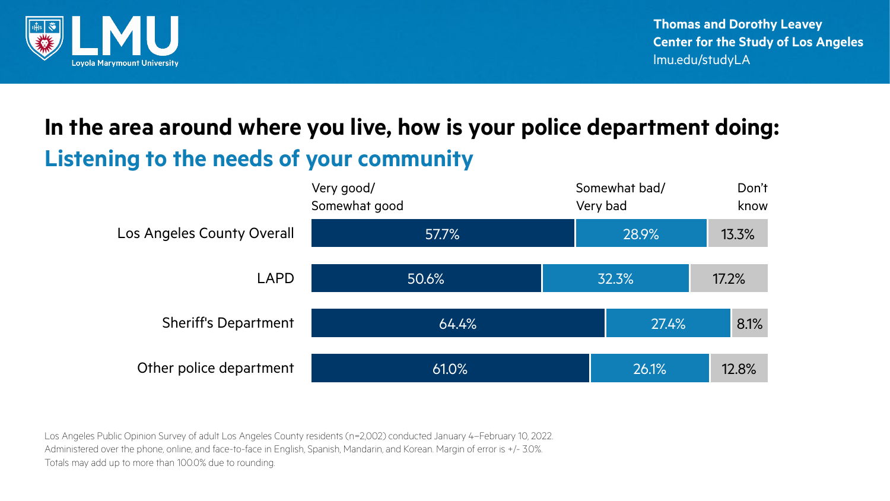# In the area around where you live, how is your police department doing:

## Listening to the needs of your community

| | Very good/ Somewhat good | Somewhat bad/ Very bad | Don't know |
|---|---|---|---|
| Los Angeles County Overall | 57.7% | 28.9% | 13.3% |
| LAPD | 50.6% | 32.3% | 17.2% |
| Sheriff's Department | 64.4% | 27.4% | 8.1% |
| Other police department | 61.0% | 26.1% | 12.8% |

Los Angeles Public Opinion Survey of adult Los Angeles County residents (n=2,002) conducted January 4–February 10, 2022. Administered over the phone, online, and face-to-face in English, Spanish, Mandarin, and Korean. Margin of error is +/- 3.0%. Totals may add up to more than 100.0% due to rounding.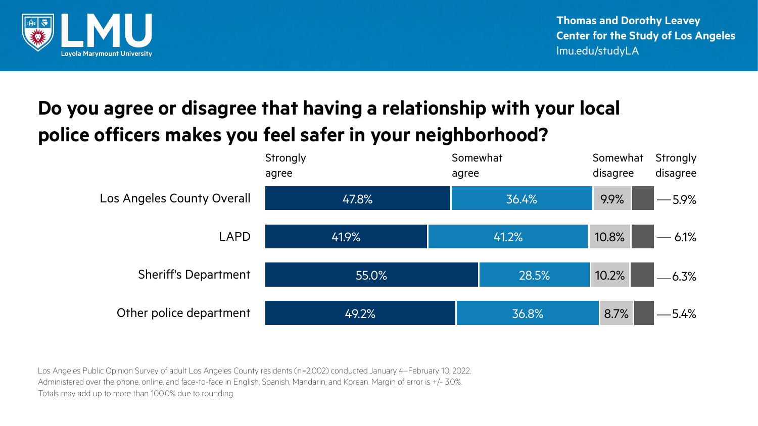## Do you agree or disagree that having a relationship with your local police officers makes you feel safer in your neighborhood?

| | Strongly agree | Somewhat agree | Somewhat disagree | Strongly disagree |
|---|---|---|---|---|
| Los Angeles County Overall | 47.8% | 36.4% | 9.9% | 5.9% |
| LAPD | 41.9% | 41.2% | 10.8% | 6.1% |
| Sheriff's Department | 55.0% | 28.5% | 10.2% | 6.3% |
| Other police department | 49.2% | 36.8% | 8.7% | 5.4% |

Los Angeles Public Opinion Survey of adult Los Angeles County residents (n=2,002) conducted January 4–February 10, 2022. Administered over the phone, online, and face-to-face in English, Spanish, Mandarin, and Korean. Margin of error is +/- 3.0%. Totals may add up to more than 100.0% due to rounding.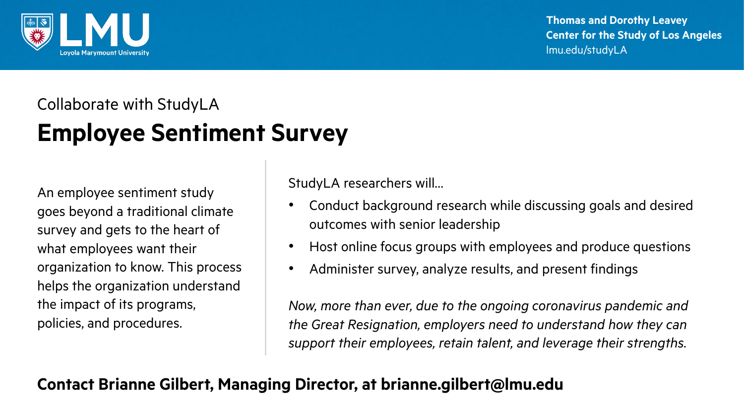Thomas and Dorothy Leavey
Center for the Study of Los Angeles
lmu.edu/studyLA

Collaborate with StudyLA

# Employee Sentiment Survey

An employee sentiment study goes beyond a traditional climate survey and gets to the heart of what employees want their organization to know. This process helps the organization understand the impact of its programs, policies, and procedures.

StudyLA researchers will…

- Conduct background research while discussing goals and desired outcomes with senior leadership
- Host online focus groups with employees and produce questions
- Administer survey, analyze results, and present findings

*Now, more than ever, due to the ongoing coronavirus pandemic and the Great Resignation, employers need to understand how they can support their employees, retain talent, and leverage their strengths.*

**Contact Brianne Gilbert, Managing Director, at brianne.gilbert@lmu.edu**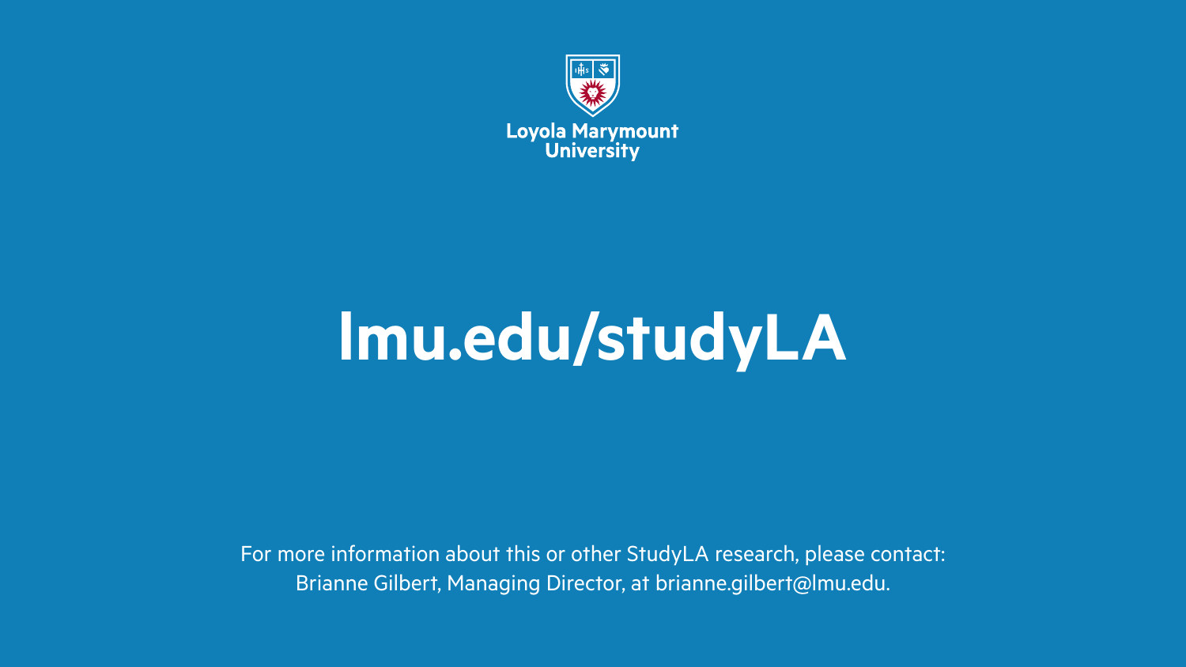Loyola Marymount University

# lmu.edu/studyLA

For more information about this or other StudyLA research, please contact:
Brianne Gilbert, Managing Director, at brianne.gilbert@lmu.edu.